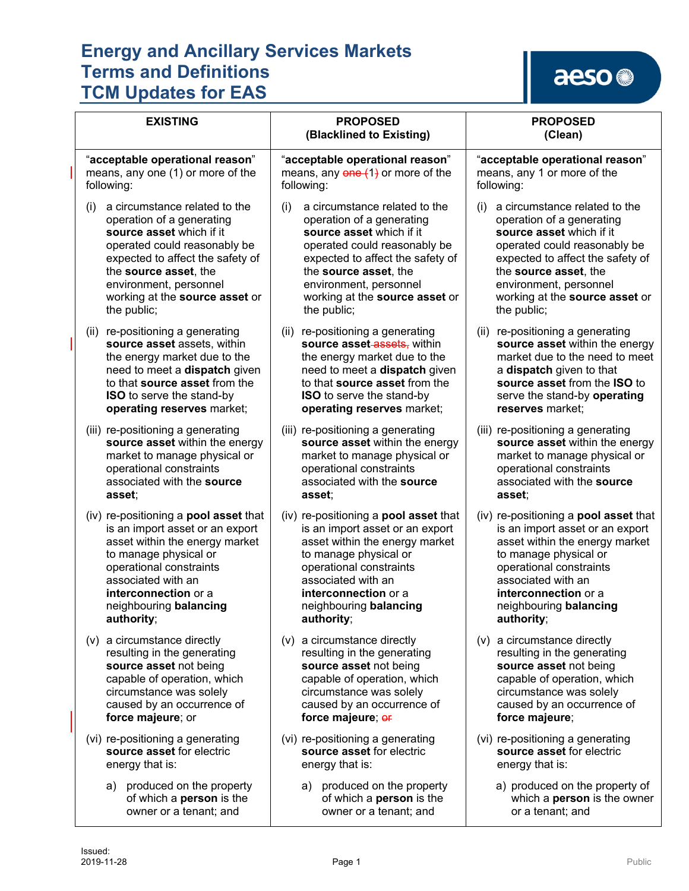# Energy and Ancillary Services Markets Terms and Definitions TCM Updates for EAS

| EXISTING | PROPOSED (Blacklined to Existing) | PROPOSED (Clean) |
|---|---|---|
| "**acceptable operational reason**" means, any one (1) or more of the following: | "**acceptable operational reason**" means, any ~~one (~~1~~)~~ or more of the following: | "**acceptable operational reason**" means, any 1 or more of the following: |
| (i) a circumstance related to the operation of a generating **source asset** which if it operated could reasonably be expected to affect the safety of the **source asset**, the environment, personnel working at the **source asset** or the public; | (i) a circumstance related to the operation of a generating **source asset** which if it operated could reasonably be expected to affect the safety of the **source asset**, the environment, personnel working at the **source asset** or the public; | (i) a circumstance related to the operation of a generating **source asset** which if it operated could reasonably be expected to affect the safety of the **source asset**, the environment, personnel working at the **source asset** or the public; |
| (ii) re-positioning a generating **source asset** assets, within the energy market due to the need to meet a **dispatch** given to that **source asset** from the **ISO** to serve the stand-by **operating reserves** market; | (ii) re-positioning a generating **source asset** ~~assets,~~ within the energy market due to the need to meet a **dispatch** given to that **source asset** from the **ISO** to serve the stand-by **operating reserves** market; | (ii) re-positioning a generating **source asset** within the energy market due to the need to meet a **dispatch** given to that **source asset** from the **ISO** to serve the stand-by **operating reserves** market; |
| (iii) re-positioning a generating **source asset** within the energy market to manage physical or operational constraints associated with the **source asset**; | (iii) re-positioning a generating **source asset** within the energy market to manage physical or operational constraints associated with the **source asset**; | (iii) re-positioning a generating **source asset** within the energy market to manage physical or operational constraints associated with the **source asset**; |
| (iv) re-positioning a **pool asset** that is an import asset or an export asset within the energy market to manage physical or operational constraints associated with an **interconnection** or a neighbouring **balancing authority**; | (iv) re-positioning a **pool asset** that is an import asset or an export asset within the energy market to manage physical or operational constraints associated with an **interconnection** or a neighbouring **balancing authority**; | (iv) re-positioning a **pool asset** that is an import asset or an export asset within the energy market to manage physical or operational constraints associated with an **interconnection** or a neighbouring **balancing authority**; |
| (v) a circumstance directly resulting in the generating **source asset** not being capable of operation, which circumstance was solely caused by an occurrence of **force majeure**; or | (v) a circumstance directly resulting in the generating **source asset** not being capable of operation, which circumstance was solely caused by an occurrence of **force majeure**; ~~or~~ | (v) a circumstance directly resulting in the generating **source asset** not being capable of operation, which circumstance was solely caused by an occurrence of **force majeure**; |
| (vi) re-positioning a generating **source asset** for electric energy that is: | (vi) re-positioning a generating **source asset** for electric energy that is: | (vi) re-positioning a generating **source asset** for electric energy that is: |
| a) produced on the property of which a **person** is the owner or a tenant; and | a) produced on the property of which a **person** is the owner or a tenant; and | a) produced on the property of which a **person** is the owner or a tenant; and |

Issued:
2019-11-28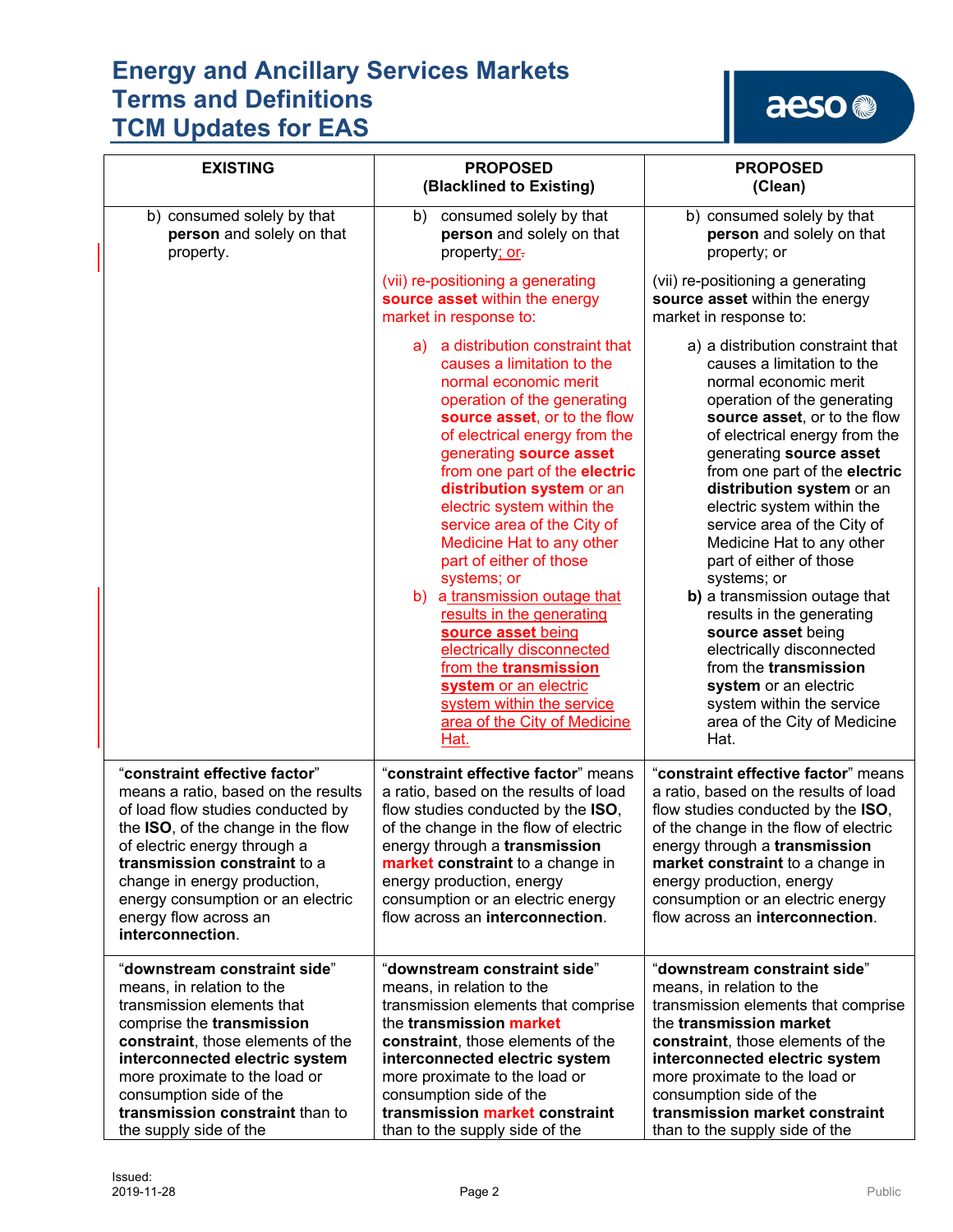# Energy and Ancillary Services Markets Terms and Definitions TCM Updates for EAS

| EXISTING | PROPOSED (Blacklined to Existing) | PROPOSED (Clean) |
|---|---|---|
| b) consumed solely by that **person** and solely on that property. | b) consumed solely by that **person** and solely on that property; or.<br><br>(vii) re-positioning a generating **source asset** within the energy market in response to:<br><br>a) a distribution constraint that causes a limitation to the normal economic merit operation of the generating **source asset**, or to the flow of electrical energy from the generating **source asset** from one part of the **electric distribution system** or an electric system within the service area of the City of Medicine Hat to any other part of either of those systems; or<br>b) a transmission outage that results in the generating **source asset** being electrically disconnected from the **transmission system** or an electric system within the service area of the City of Medicine Hat. | b) consumed solely by that **person** and solely on that property; or<br><br>(vii) re-positioning a generating **source asset** within the energy market in response to:<br><br>a) a distribution constraint that causes a limitation to the normal economic merit operation of the generating **source asset**, or to the flow of electrical energy from the generating **source asset** from one part of the **electric distribution system** or an electric system within the service area of the City of Medicine Hat to any other part of either of those systems; or<br>**b)** a transmission outage that results in the generating **source asset** being electrically disconnected from the **transmission system** or an electric system within the service area of the City of Medicine Hat. |
| "**constraint effective factor**" means a ratio, based on the results of load flow studies conducted by the **ISO**, of the change in the flow of electric energy through a **transmission constraint** to a change in energy production, energy consumption or an electric energy flow across an **interconnection**. | "**constraint effective factor**" means a ratio, based on the results of load flow studies conducted by the **ISO**, of the change in the flow of electric energy through a **transmission market constraint** to a change in energy production, energy consumption or an electric energy flow across an **interconnection**. | "**constraint effective factor**" means a ratio, based on the results of load flow studies conducted by the **ISO**, of the change in the flow of electric energy through a **transmission market constraint** to a change in energy production, energy consumption or an electric energy flow across an **interconnection**. |
| "**downstream constraint side**" means, in relation to the transmission elements that comprise the **transmission constraint**, those elements of the **interconnected electric system** more proximate to the load or consumption side of the **transmission constraint** than to the supply side of the | "**downstream constraint side**" means, in relation to the transmission elements that comprise the **transmission market constraint**, those elements of the **interconnected electric system** more proximate to the load or consumption side of the **transmission market constraint** than to the supply side of the | "**downstream constraint side**" means, in relation to the transmission elements that comprise the **transmission market constraint**, those elements of the **interconnected electric system** more proximate to the load or consumption side of the **transmission market constraint** than to the supply side of the |

Issued: 2019-11-28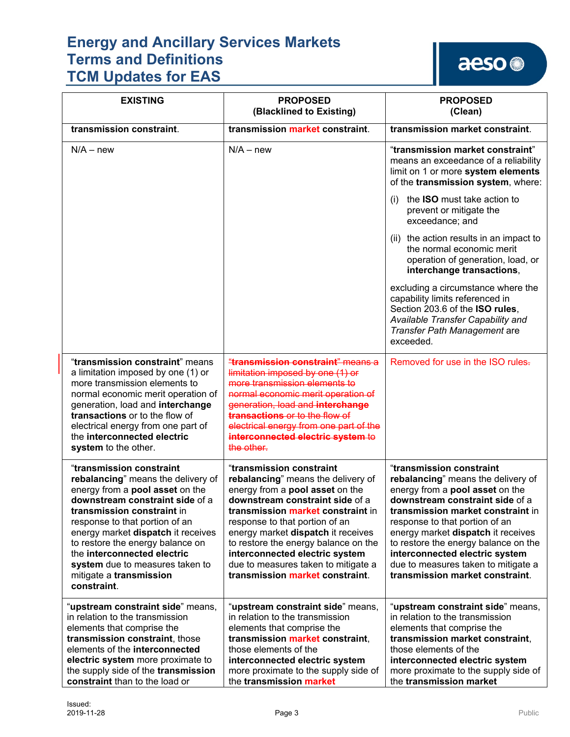# Energy and Ancillary Services Markets Terms and Definitions TCM Updates for EAS

| EXISTING | PROPOSED (Blacklined to Existing) | PROPOSED (Clean) |
|---|---|---|
| **transmission constraint**. | **transmission market constraint**. | **transmission market constraint**. |
| N/A – new | N/A – new | "**transmission market constraint**" means an exceedance of a reliability limit on 1 or more **system elements** of the **transmission system**, where: (i) the **ISO** must take action to prevent or mitigate the exceedance; and (ii) the action results in an impact to the normal economic merit operation of generation, load, or **interchange transactions**, excluding a circumstance where the capability limits referenced in Section 203.6 of the **ISO rules**, *Available Transfer Capability and Transfer Path Management* are exceeded. |
| "**transmission constraint**" means a limitation imposed by one (1) or more transmission elements to normal economic merit operation of generation, load and **interchange transactions** or to the flow of electrical energy from one part of the **interconnected electric system** to the other. | ~~"**transmission constraint**" means a limitation imposed by one (1) or more transmission elements to normal economic merit operation of generation, load and **interchange transactions** or to the flow of electrical energy from one part of the **interconnected electric system** to the other.~~ | Removed for use in the ISO rules. |
| "**transmission constraint rebalancing**" means the delivery of energy from a **pool asset** on the **downstream constraint side** of a **transmission constraint** in response to that portion of an energy market **dispatch** it receives to restore the energy balance on the **interconnected electric system** due to measures taken to mitigate a **transmission constraint**. | "**transmission constraint rebalancing**" means the delivery of energy from a **pool asset** on the **downstream constraint side** of a **transmission market constraint** in response to that portion of an energy market **dispatch** it receives to restore the energy balance on the **interconnected electric system** due to measures taken to mitigate a **transmission market constraint**. | "**transmission constraint rebalancing**" means the delivery of energy from a **pool asset** on the **downstream constraint side** of a **transmission market constraint** in response to that portion of an energy market **dispatch** it receives to restore the energy balance on the **interconnected electric system** due to measures taken to mitigate a **transmission market constraint**. |
| "**upstream constraint side**" means, in relation to the transmission elements that comprise the **transmission constraint**, those elements of the **interconnected electric system** more proximate to the supply side of the **transmission constraint** than to the load or | "**upstream constraint side**" means, in relation to the transmission elements that comprise the **transmission market constraint**, those elements of the **interconnected electric system** more proximate to the supply side of the **transmission market** | "**upstream constraint side**" means, in relation to the transmission elements that comprise the **transmission market constraint**, those elements of the **interconnected electric system** more proximate to the supply side of the **transmission market** |

Issued:
2019-11-28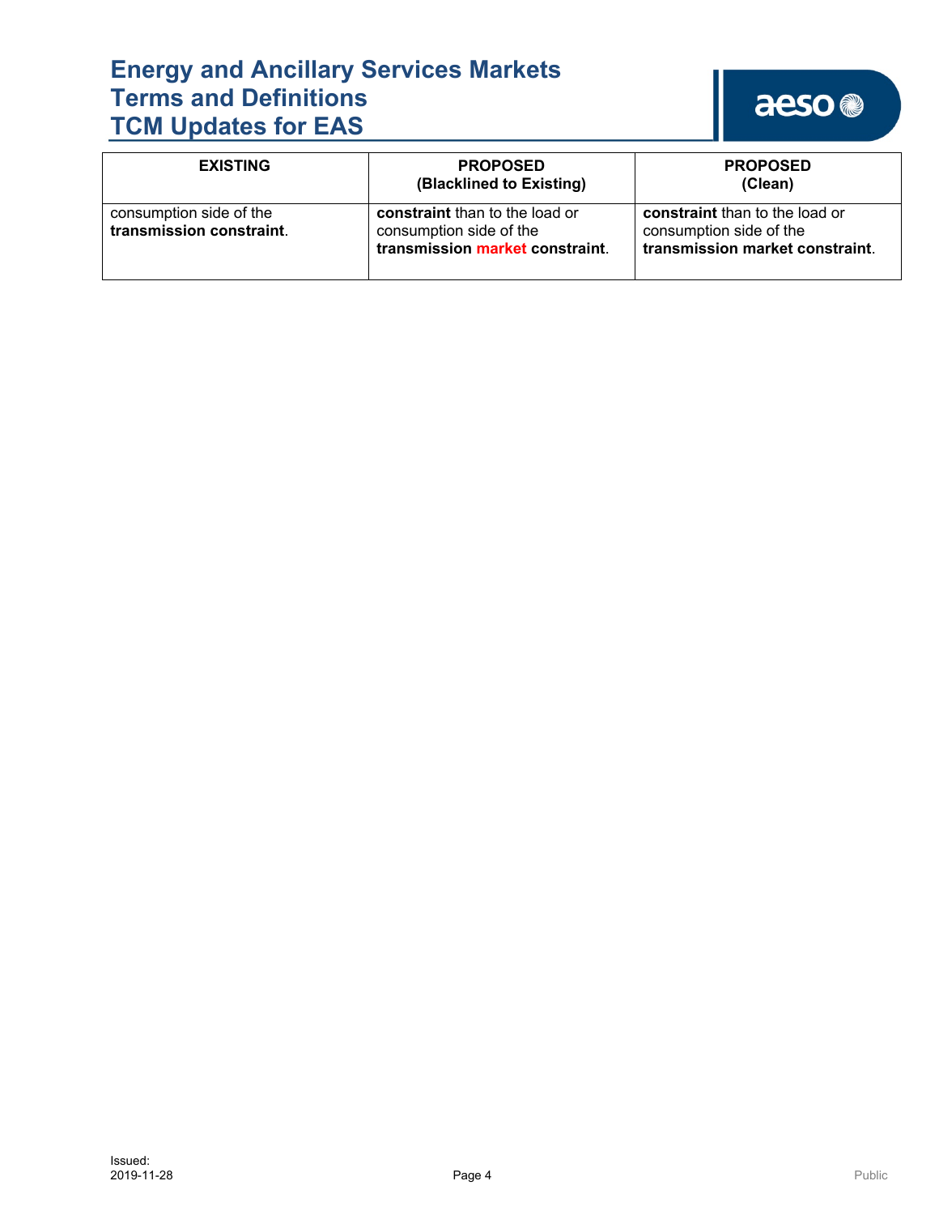| EXISTING | PROPOSED (Blacklined to Existing) | PROPOSED (Clean) |
|---|---|---|
| consumption side of the **transmission constraint**. | **constraint** than to the load or consumption side of the **transmission market constraint**. | **constraint** than to the load or consumption side of the **transmission market constraint**. |